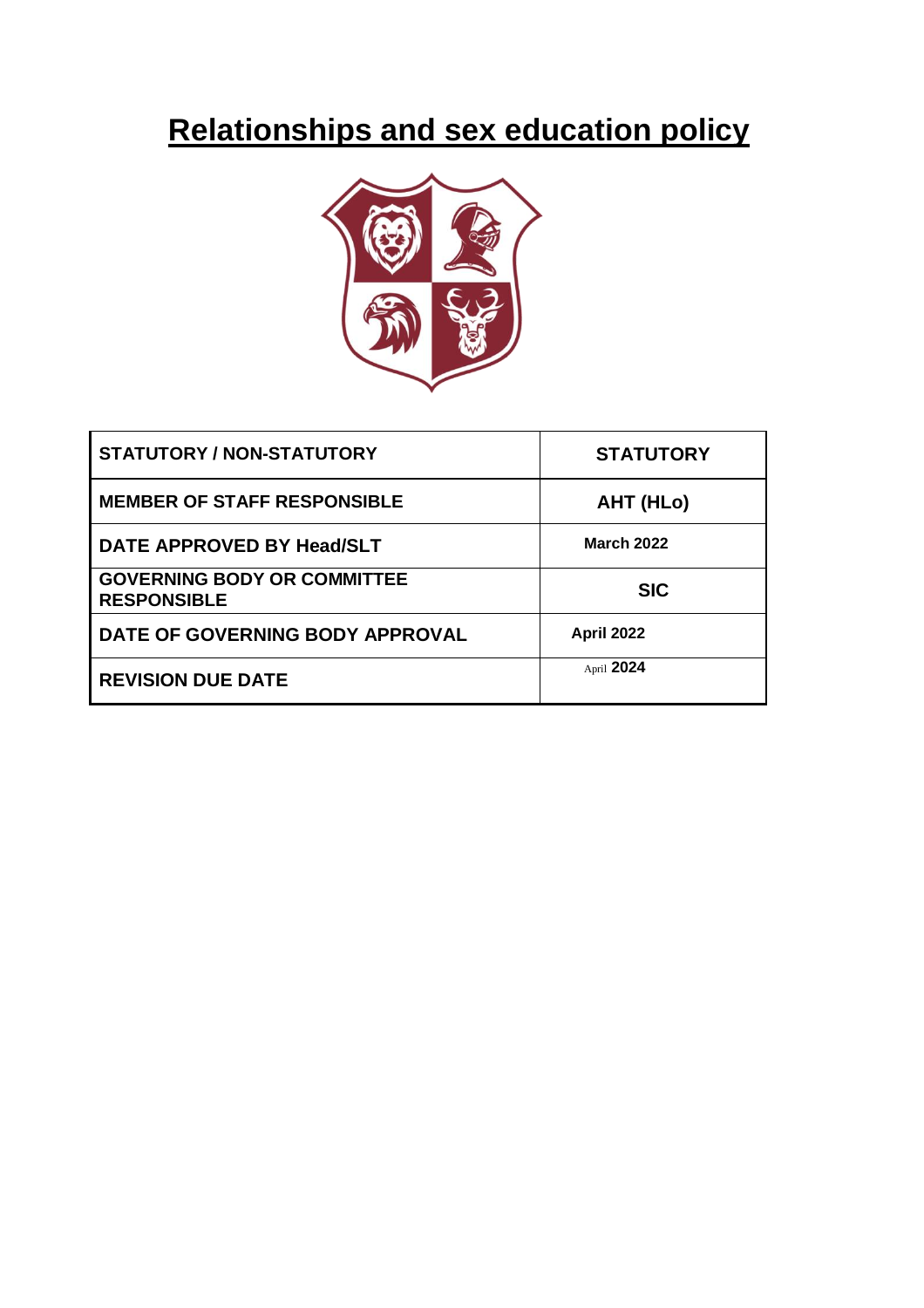# Relationships and sex education policy

| STATUTORY / NON-STATUTORY | STATUTORY |
| --- | --- |
| MEMBER OF STAFF RESPONSIBLE | AHT (HLo) |
| DATE APPROVED BY Head/SLT | March 2022 |
| GOVERNING BODY OR COMMITTEE RESPONSIBLE | SIC |
| DATE OF GOVERNING BODY APPROVAL | April 2022 |
| REVISION DUE DATE | April 2024 |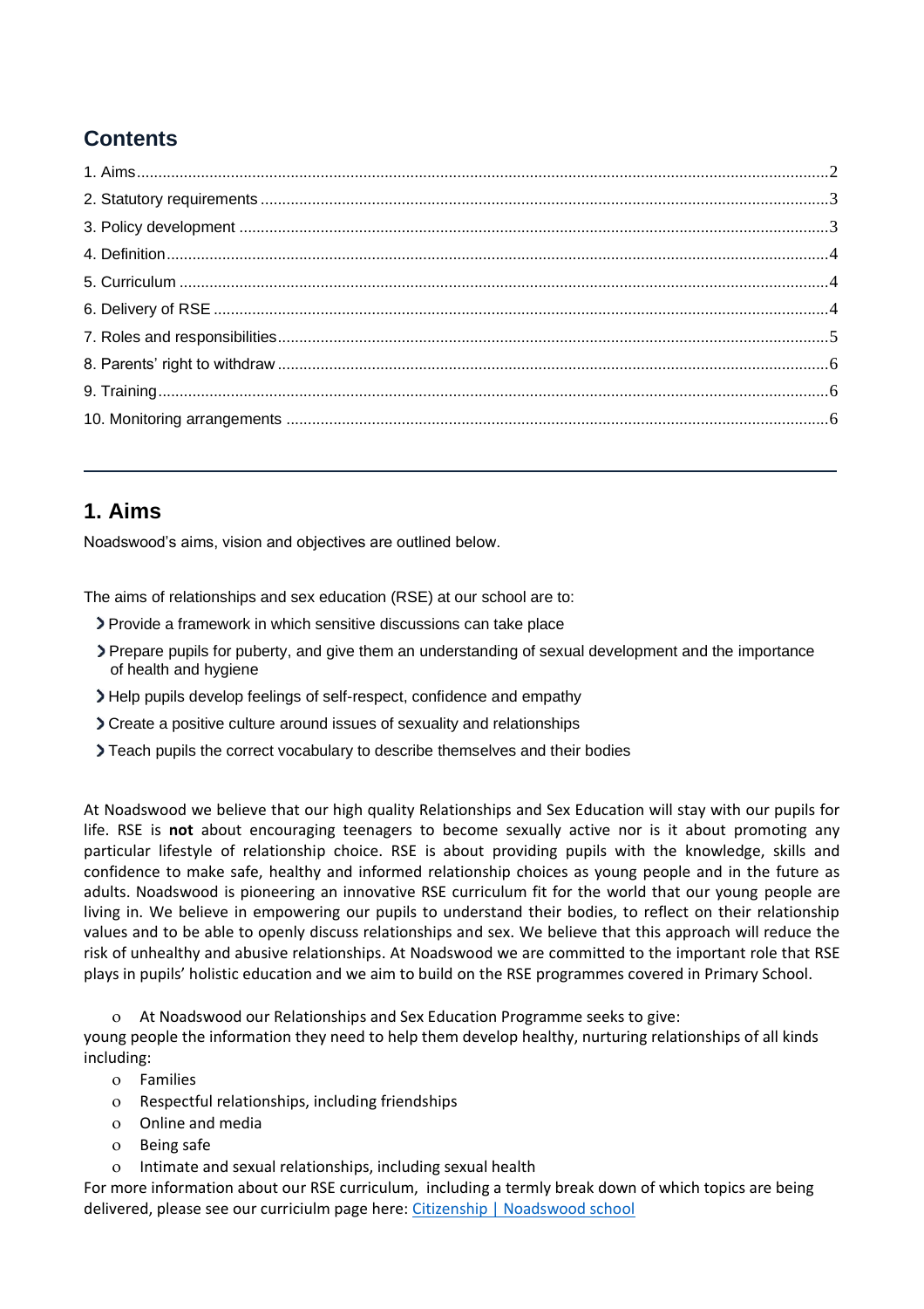## Contents

1. Aims ........ 2
2. Statutory requirements ........ 3
3. Policy development ........ 3
4. Definition ........ 4
5. Curriculum ........ 4
6. Delivery of RSE ........ 4
7. Roles and responsibilities ........ 5
8. Parents' right to withdraw ........ 6
9. Training ........ 6
10. Monitoring arrangements ........ 6

---

## 1. Aims

Noadswood's aims, vision and objectives are outlined below.

The aims of relationships and sex education (RSE) at our school are to:

- Provide a framework in which sensitive discussions can take place
- Prepare pupils for puberty, and give them an understanding of sexual development and the importance of health and hygiene
- Help pupils develop feelings of self-respect, confidence and empathy
- Create a positive culture around issues of sexuality and relationships
- Teach pupils the correct vocabulary to describe themselves and their bodies

At Noadswood we believe that our high quality Relationships and Sex Education will stay with our pupils for life. RSE is **not** about encouraging teenagers to become sexually active nor is it about promoting any particular lifestyle of relationship choice. RSE is about providing pupils with the knowledge, skills and confidence to make safe, healthy and informed relationship choices as young people and in the future as adults. Noadswood is pioneering an innovative RSE curriculum fit for the world that our young people are living in. We believe in empowering our pupils to understand their bodies, to reflect on their relationship values and to be able to openly discuss relationships and sex. We believe that this approach will reduce the risk of unhealthy and abusive relationships. At Noadswood we are committed to the important role that RSE plays in pupils' holistic education and we aim to build on the RSE programmes covered in Primary School.

- At Noadswood our Relationships and Sex Education Programme seeks to give:

young people the information they need to help them develop healthy, nurturing relationships of all kinds including:

- Families
- Respectful relationships, including friendships
- Online and media
- Being safe
- Intimate and sexual relationships, including sexual health

For more information about our RSE curriculum, including a termly break down of which topics are being delivered, please see our curriculum page here: [Citizenship | Noadswood school]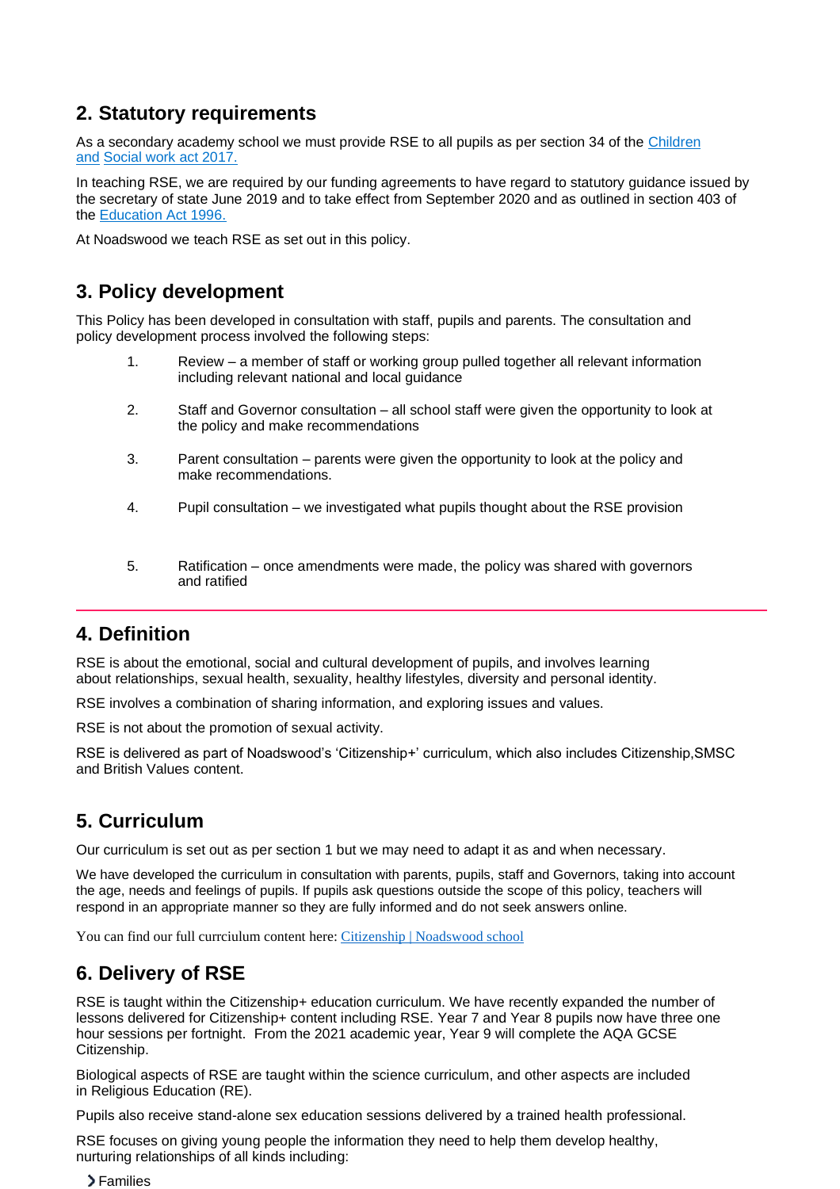## 2. Statutory requirements

As a secondary academy school we must provide RSE to all pupils as per section 34 of the [Children and Social work act 2017.]

In teaching RSE, we are required by our funding agreements to have regard to statutory guidance issued by the secretary of state June 2019 and to take effect from September 2020 and as outlined in section 403 of the [Education Act 1996.]

At Noadswood we teach RSE as set out in this policy.

## 3. Policy development

This Policy has been developed in consultation with staff, pupils and parents. The consultation and policy development process involved the following steps:

1. Review – a member of staff or working group pulled together all relevant information including relevant national and local guidance
2. Staff and Governor consultation – all school staff were given the opportunity to look at the policy and make recommendations
3. Parent consultation – parents were given the opportunity to look at the policy and make recommendations.
4. Pupil consultation – we investigated what pupils thought about the RSE provision
5. Ratification – once amendments were made, the policy was shared with governors and ratified

## 4. Definition

RSE is about the emotional, social and cultural development of pupils, and involves learning about relationships, sexual health, sexuality, healthy lifestyles, diversity and personal identity.

RSE involves a combination of sharing information, and exploring issues and values.

RSE is not about the promotion of sexual activity.

RSE is delivered as part of Noadswood's 'Citizenship+' curriculum, which also includes Citizenship,SMSC and British Values content.

## 5. Curriculum

Our curriculum is set out as per section 1 but we may need to adapt it as and when necessary.

We have developed the curriculum in consultation with parents, pupils, staff and Governors, taking into account the age, needs and feelings of pupils. If pupils ask questions outside the scope of this policy, teachers will respond in an appropriate manner so they are fully informed and do not seek answers online.

You can find our full currciulum content here: [Citizenship | Noadswood school]

## 6. Delivery of RSE

RSE is taught within the Citizenship+ education curriculum. We have recently expanded the number of lessons delivered for Citizenship+ content including RSE. Year 7 and Year 8 pupils now have three one hour sessions per fortnight. From the 2021 academic year, Year 9 will complete the AQA GCSE Citizenship.

Biological aspects of RSE are taught within the science curriculum, and other aspects are included in Religious Education (RE).

Pupils also receive stand-alone sex education sessions delivered by a trained health professional.

RSE focuses on giving young people the information they need to help them develop healthy, nurturing relationships of all kinds including:

- Families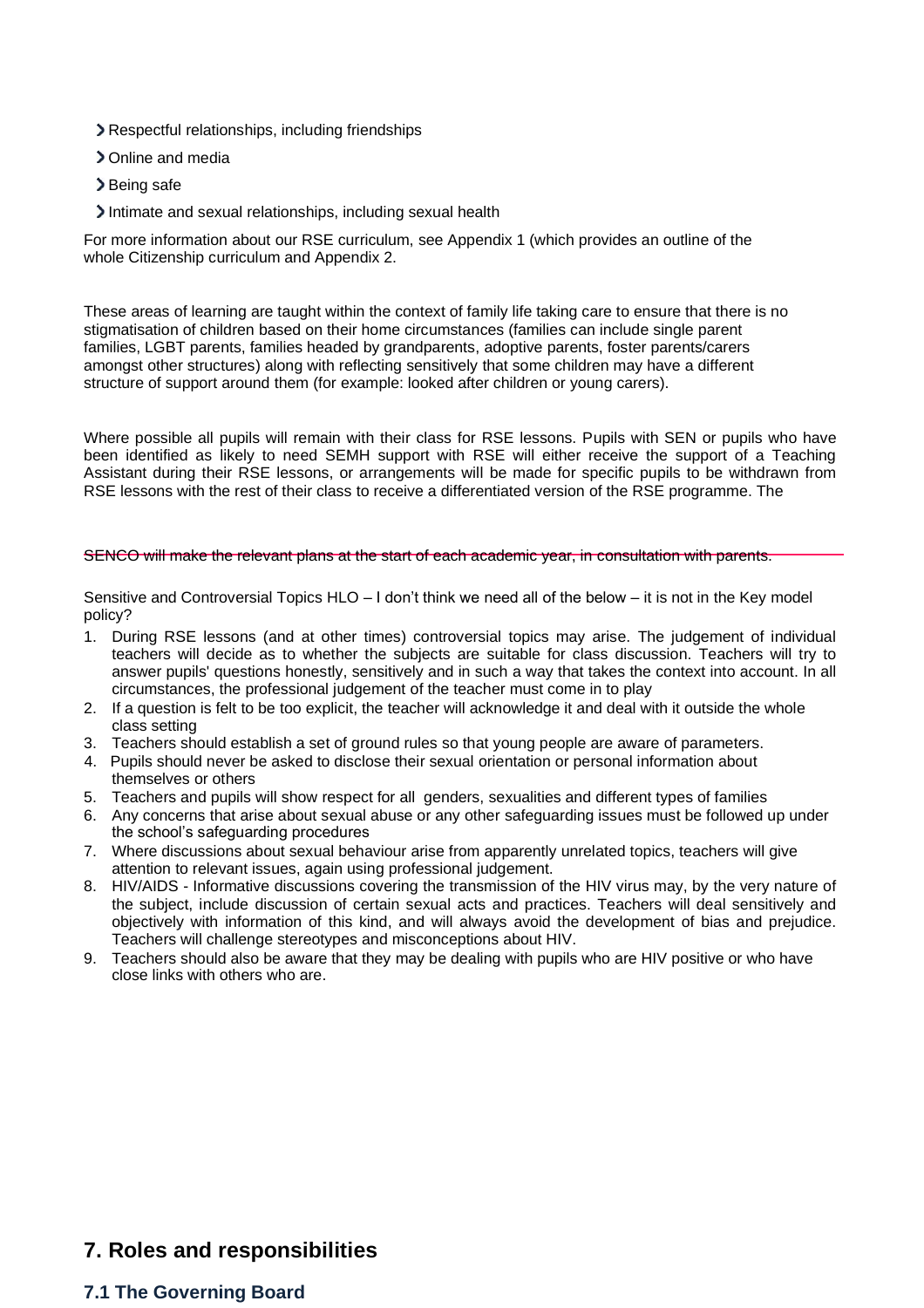- Respectful relationships, including friendships
- Online and media
- Being safe
- Intimate and sexual relationships, including sexual health

For more information about our RSE curriculum, see Appendix 1 (which provides an outline of the whole Citizenship curriculum and Appendix 2.

These areas of learning are taught within the context of family life taking care to ensure that there is no stigmatisation of children based on their home circumstances (families can include single parent families, LGBT parents, families headed by grandparents, adoptive parents, foster parents/carers amongst other structures) along with reflecting sensitively that some children may have a different structure of support around them (for example: looked after children or young carers).

Where possible all pupils will remain with their class for RSE lessons. Pupils with SEN or pupils who have been identified as likely to need SEMH support with RSE will either receive the support of a Teaching Assistant during their RSE lessons, or arrangements will be made for specific pupils to be withdrawn from RSE lessons with the rest of their class to receive a differentiated version of the RSE programme. The

~~SENCO will make the relevant plans at the start of each academic year, in consultation with parents.~~

Sensitive and Controversial Topics HLO – I don't think we need all of the below – it is not in the Key model policy?

1. During RSE lessons (and at other times) controversial topics may arise. The judgement of individual teachers will decide as to whether the subjects are suitable for class discussion. Teachers will try to answer pupils' questions honestly, sensitively and in such a way that takes the context into account. In all circumstances, the professional judgement of the teacher must come in to play
2. If a question is felt to be too explicit, the teacher will acknowledge it and deal with it outside the whole class setting
3. Teachers should establish a set of ground rules so that young people are aware of parameters.
4. Pupils should never be asked to disclose their sexual orientation or personal information about themselves or others
5. Teachers and pupils will show respect for all genders, sexualities and different types of families
6. Any concerns that arise about sexual abuse or any other safeguarding issues must be followed up under the school's safeguarding procedures
7. Where discussions about sexual behaviour arise from apparently unrelated topics, teachers will give attention to relevant issues, again using professional judgement.
8. HIV/AIDS - Informative discussions covering the transmission of the HIV virus may, by the very nature of the subject, include discussion of certain sexual acts and practices. Teachers will deal sensitively and objectively with information of this kind, and will always avoid the development of bias and prejudice. Teachers will challenge stereotypes and misconceptions about HIV.
9. Teachers should also be aware that they may be dealing with pupils who are HIV positive or who have close links with others who are.

## 7. Roles and responsibilities

### 7.1 The Governing Board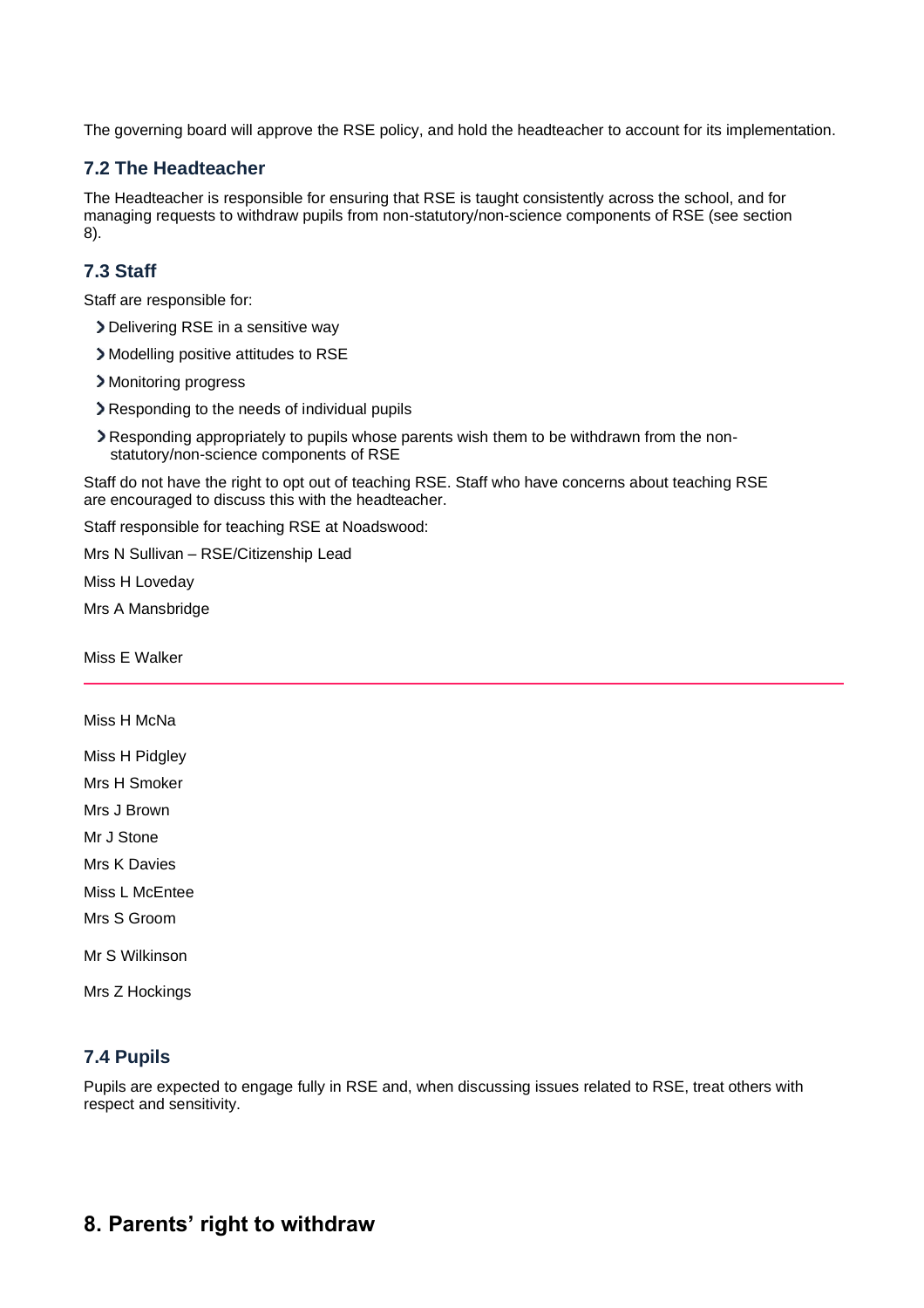The governing board will approve the RSE policy, and hold the headteacher to account for its implementation.

### 7.2 The Headteacher

The Headteacher is responsible for ensuring that RSE is taught consistently across the school, and for managing requests to withdraw pupils from non-statutory/non-science components of RSE (see section 8).

### 7.3 Staff

Staff are responsible for:

- Delivering RSE in a sensitive way
- Modelling positive attitudes to RSE
- Monitoring progress
- Responding to the needs of individual pupils
- Responding appropriately to pupils whose parents wish them to be withdrawn from the non-statutory/non-science components of RSE

Staff do not have the right to opt out of teaching RSE. Staff who have concerns about teaching RSE are encouraged to discuss this with the headteacher.

Staff responsible for teaching RSE at Noadswood:

Mrs N Sullivan – RSE/Citizenship Lead

Miss H Loveday

Mrs A Mansbridge

Miss E Walker

Miss H McNa

Miss H Pidgley

Mrs H Smoker

Mrs J Brown

Mr J Stone

Mrs K Davies

Miss L McEntee

Mrs S Groom

Mr S Wilkinson

Mrs Z Hockings

### 7.4 Pupils

Pupils are expected to engage fully in RSE and, when discussing issues related to RSE, treat others with respect and sensitivity.

## 8. Parents' right to withdraw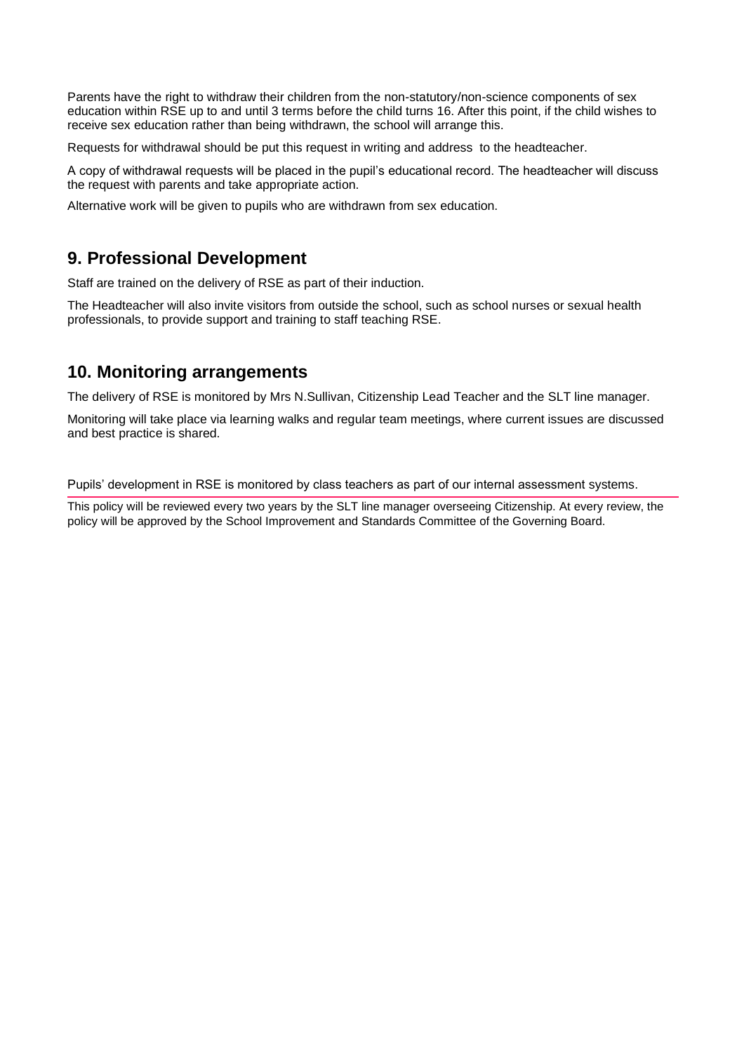Parents have the right to withdraw their children from the non-statutory/non-science components of sex education within RSE up to and until 3 terms before the child turns 16. After this point, if the child wishes to receive sex education rather than being withdrawn, the school will arrange this.

Requests for withdrawal should be put this request in writing and address to the headteacher.

A copy of withdrawal requests will be placed in the pupil's educational record. The headteacher will discuss the request with parents and take appropriate action.

Alternative work will be given to pupils who are withdrawn from sex education.

## 9. Professional Development

Staff are trained on the delivery of RSE as part of their induction.

The Headteacher will also invite visitors from outside the school, such as school nurses or sexual health professionals, to provide support and training to staff teaching RSE.

## 10. Monitoring arrangements

The delivery of RSE is monitored by Mrs N.Sullivan, Citizenship Lead Teacher and the SLT line manager.

Monitoring will take place via learning walks and regular team meetings, where current issues are discussed and best practice is shared.

Pupils' development in RSE is monitored by class teachers as part of our internal assessment systems.

This policy will be reviewed every two years by the SLT line manager overseeing Citizenship. At every review, the policy will be approved by the School Improvement and Standards Committee of the Governing Board.